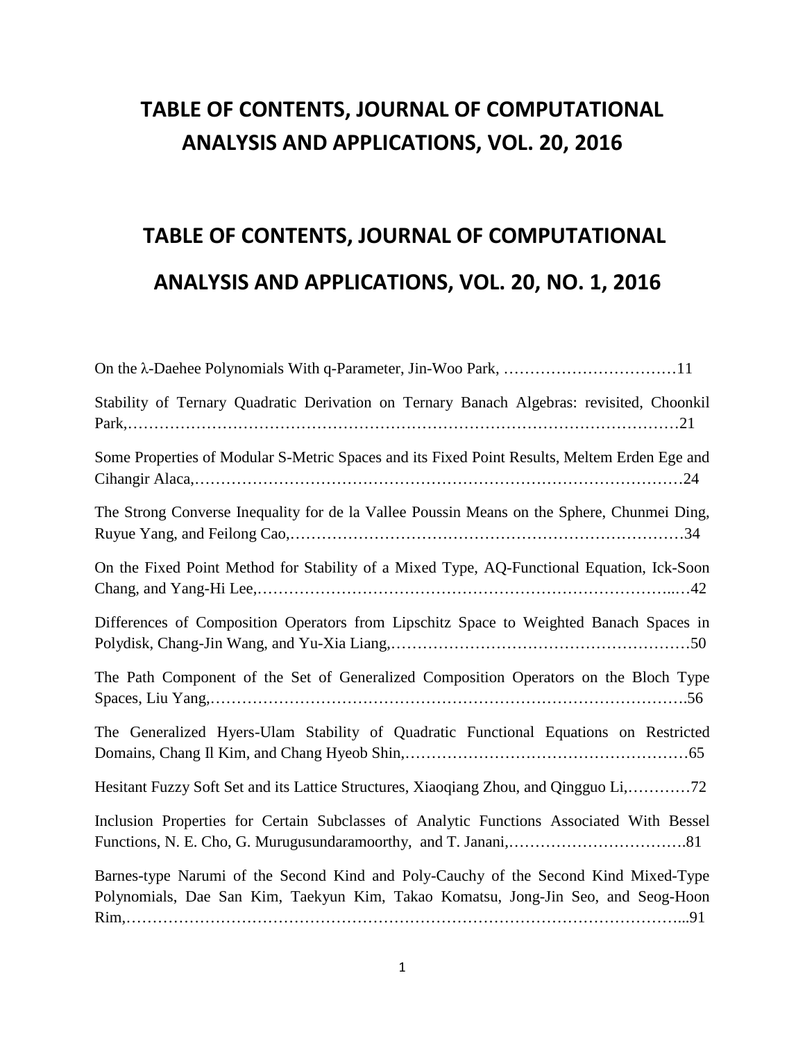# TABLE OF CONTENTS, JOURNAL OF COMPUTATIONAL ANALYSIS AND APPLICATIONS, VOL. 20, 2016

# TABLE OF CONTENTS, JOURNAL OF COMPUTATIONAL ANALYSIS AND APPLICATIONS, VOL. 20, NO. 1, 2016

On the $\lambda$-Daehee Polynomials With q-Parameter, Jin-Woo Park, ……………………………11

Stability of Ternary Quadratic Derivation on Ternary Banach Algebras: revisited, Choonkil Park,………………………………………………………………………………………21

Some Properties of Modular S-Metric Spaces and its Fixed Point Results, Meltem Erden Ege and Cihangir Alaca,………………………………………………………………………………24

The Strong Converse Inequality for de la Vallee Poussin Means on the Sphere, Chunmei Ding, Ruyue Yang, and Feilong Cao,………………………………………………………………34

On the Fixed Point Method for Stability of a Mixed Type, AQ-Functional Equation, Ick-Soon Chang, and Yang-Hi Lee,…………………………………………………………………..…42

Differences of Composition Operators from Lipschitz Space to Weighted Banach Spaces in Polydisk, Chang-Jin Wang, and Yu-Xia Liang,…………………………………………………50

The Path Component of the Set of Generalized Composition Operators on the Bloch Type Spaces, Liu Yang,……………………………………………………………………………….56

The Generalized Hyers-Ulam Stability of Quadratic Functional Equations on Restricted Domains, Chang Il Kim, and Chang Hyeob Shin,………………………………………………65

Hesitant Fuzzy Soft Set and its Lattice Structures, Xiaoqiang Zhou, and Qingguo Li,…………72

Inclusion Properties for Certain Subclasses of Analytic Functions Associated With Bessel Functions, N. E. Cho, G. Murugusundaramoorthy, and T. Janani,…………………………….81

Barnes-type Narumi of the Second Kind and Poly-Cauchy of the Second Kind Mixed-Type Polynomials, Dae San Kim, Taekyun Kim, Takao Komatsu, Jong-Jin Seo, and Seog-Hoon Rim,…………………………………………………………………………………………...91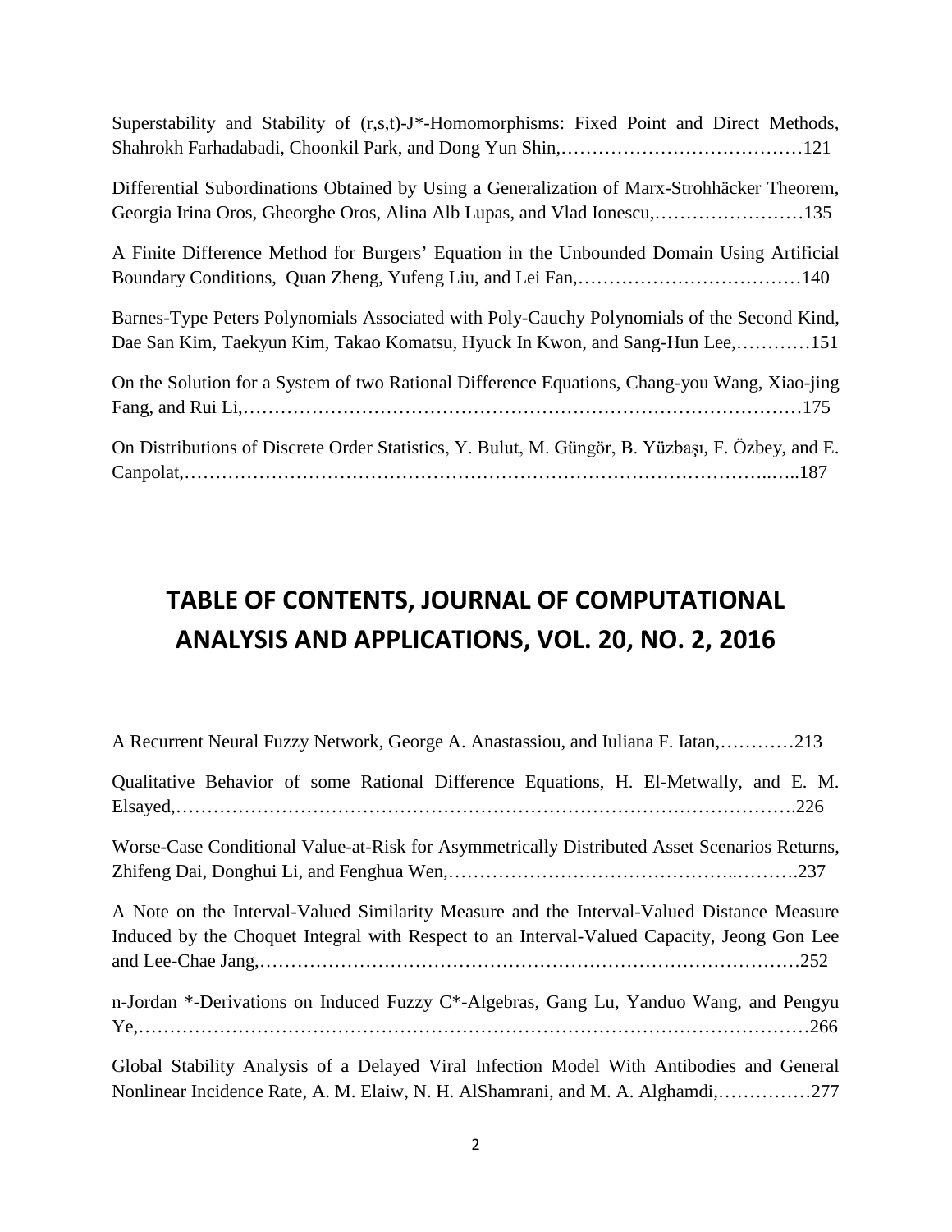Superstability and Stability of (r,s,t)-J*-Homomorphisms: Fixed Point and Direct Methods, Shahrokh Farhadabadi, Choonkil Park, and Dong Yun Shin,…………………………………121

Differential Subordinations Obtained by Using a Generalization of Marx-Strohhäcker Theorem, Georgia Irina Oros, Gheorghe Oros, Alina Alb Lupas, and Vlad Ionescu,……………………135

A Finite Difference Method for Burgers' Equation in the Unbounded Domain Using Artificial Boundary Conditions, Quan Zheng, Yufeng Liu, and Lei Fan,………………………………140

Barnes-Type Peters Polynomials Associated with Poly-Cauchy Polynomials of the Second Kind, Dae San Kim, Taekyun Kim, Takao Komatsu, Hyuck In Kwon, and Sang-Hun Lee,…………151

On the Solution for a System of two Rational Difference Equations, Chang-you Wang, Xiao-jing Fang, and Rui Li,……………………………………………………………………………175

On Distributions of Discrete Order Statistics, Y. Bulut, M. Güngör, B. Yüzbaşı, F. Özbey, and E. Canpolat,………………………………………………………………………………..…..187

# TABLE OF CONTENTS, JOURNAL OF COMPUTATIONAL ANALYSIS AND APPLICATIONS, VOL. 20, NO. 2, 2016

A Recurrent Neural Fuzzy Network, George A. Anastassiou, and Iuliana F. Iatan,…………213

Qualitative Behavior of some Rational Difference Equations, H. El-Metwally, and E. M. Elsayed,…………………………………………………………………………………….226

Worse-Case Conditional Value-at-Risk for Asymmetrically Distributed Asset Scenarios Returns, Zhifeng Dai, Donghui Li, and Fenghua Wen,……………………………………..……….237

A Note on the Interval-Valued Similarity Measure and the Interval-Valued Distance Measure Induced by the Choquet Integral with Respect to an Interval-Valued Capacity, Jeong Gon Lee and Lee-Chae Jang,…………………………………………………………………………252

n-Jordan *-Derivations on Induced Fuzzy C*-Algebras, Gang Lu, Yanduo Wang, and Pengyu Ye,……………………………………………………………………………………………266

Global Stability Analysis of a Delayed Viral Infection Model With Antibodies and General Nonlinear Incidence Rate, A. M. Elaiw, N. H. AlShamrani, and M. A. Alghamdi,……………277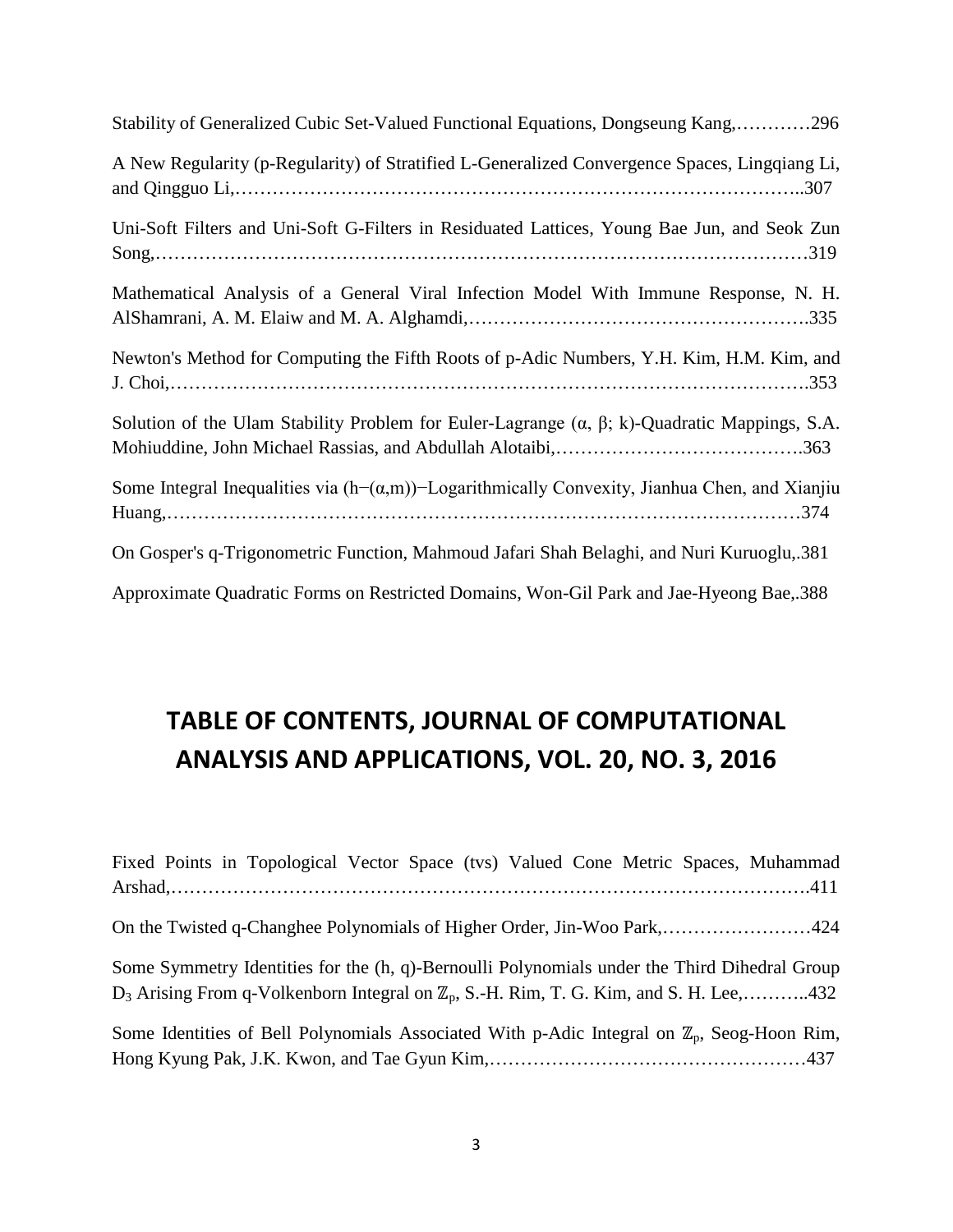Stability of Generalized Cubic Set-Valued Functional Equations, Dongseung Kang,…………296

A New Regularity (p-Regularity) of Stratified L-Generalized Convergence Spaces, Lingqiang Li, and Qingguo Li,……………………………………………………………………………..307

Uni-Soft Filters and Uni-Soft G-Filters in Residuated Lattices, Young Bae Jun, and Seok Zun Song,…………………………………………………………………………………………319

Mathematical Analysis of a General Viral Infection Model With Immune Response, N. H. AlShamrani, A. M. Elaiw and M. A. Alghamdi,……………………………………………….335

Newton's Method for Computing the Fifth Roots of p-Adic Numbers, Y.H. Kim, H.M. Kim, and J. Choi,……………………………………………………………………………………….353

Solution of the Ulam Stability Problem for Euler-Lagrange (α, β; k)-Quadratic Mappings, S.A. Mohiuddine, John Michael Rassias, and Abdullah Alotaibi,………………………………….363

Some Integral Inequalities via (h−(α,m))−Logarithmically Convexity, Jianhua Chen, and Xianjiu Huang,………………………………………………………………………………………374

On Gosper's q-Trigonometric Function, Mahmoud Jafari Shah Belaghi, and Nuri Kuruoglu,.381

Approximate Quadratic Forms on Restricted Domains, Won-Gil Park and Jae-Hyeong Bae,.388

## TABLE OF CONTENTS, JOURNAL OF COMPUTATIONAL ANALYSIS AND APPLICATIONS, VOL. 20, NO. 3, 2016

Fixed Points in Topological Vector Space (tvs) Valued Cone Metric Spaces, Muhammad Arshad,……………………………………………………………………………………….411

On the Twisted q-Changhee Polynomials of Higher Order, Jin-Woo Park,……………………424

Some Symmetry Identities for the (h, q)-Bernoulli Polynomials under the Third Dihedral Group $D_3$ Arising From q-Volkenborn Integral on $\mathbb{Z}_p$, S.-H. Rim, T. G. Kim, and S. H. Lee,………..432

Some Identities of Bell Polynomials Associated With p-Adic Integral on $\mathbb{Z}_p$, Seog-Hoon Rim, Hong Kyung Pak, J.K. Kwon, and Tae Gyun Kim,……………………………………………437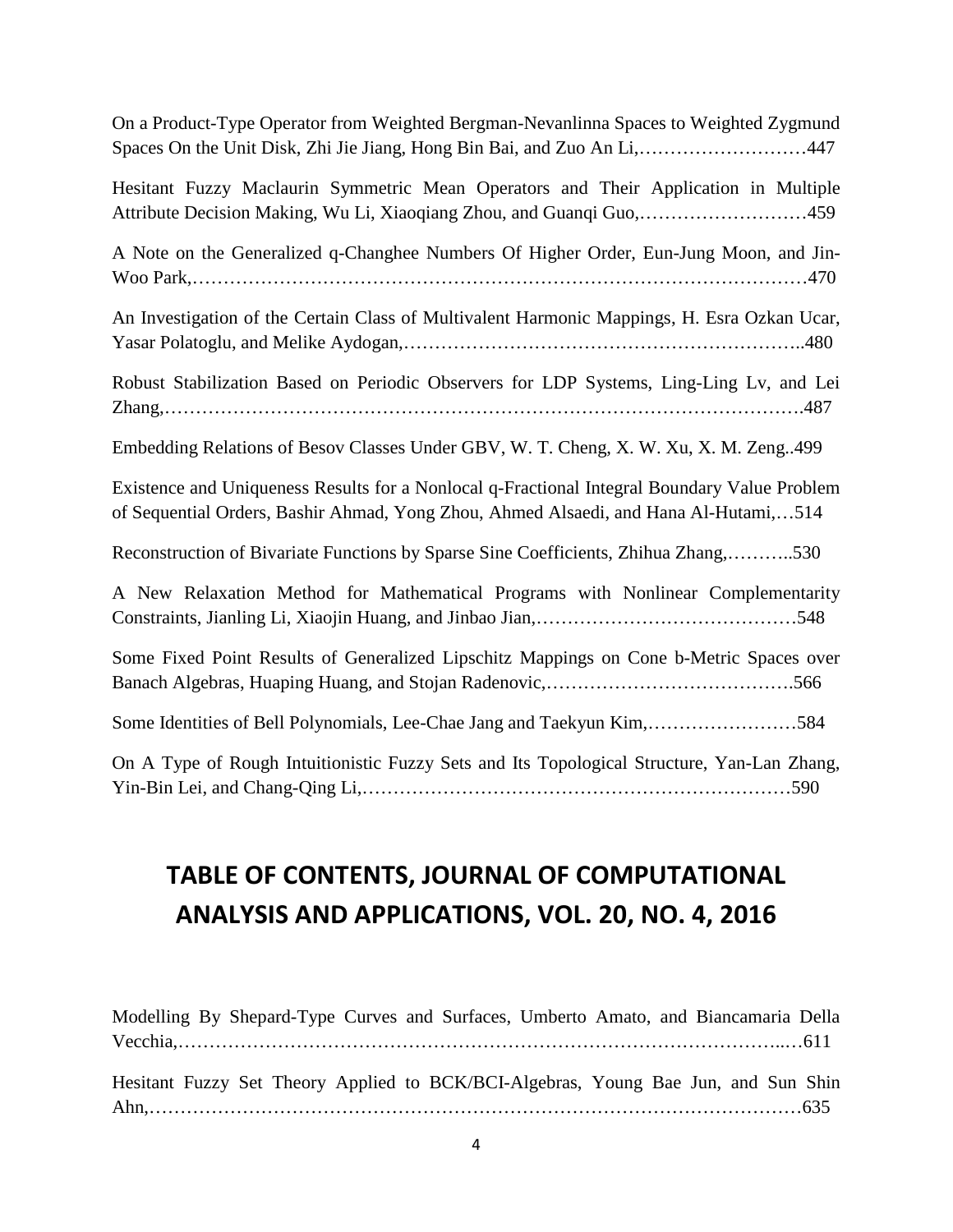On a Product-Type Operator from Weighted Bergman-Nevanlinna Spaces to Weighted Zygmund Spaces On the Unit Disk, Zhi Jie Jiang, Hong Bin Bai, and Zuo An Li,………………………447

Hesitant Fuzzy Maclaurin Symmetric Mean Operators and Their Application in Multiple Attribute Decision Making, Wu Li, Xiaoqiang Zhou, and Guanqi Guo,………………………459

A Note on the Generalized q-Changhee Numbers Of Higher Order, Eun-Jung Moon, and Jin-Woo Park,……………………………………………………………………………………470

An Investigation of the Certain Class of Multivalent Harmonic Mappings, H. Esra Ozkan Ucar, Yasar Polatoglu, and Melike Aydogan,……………………………………………………..480

Robust Stabilization Based on Periodic Observers for LDP Systems, Ling-Ling Lv, and Lei Zhang,…………………………………………………………………………………….487

Embedding Relations of Besov Classes Under GBV, W. T. Cheng, X. W. Xu, X. M. Zeng..499

Existence and Uniqueness Results for a Nonlocal q-Fractional Integral Boundary Value Problem of Sequential Orders, Bashir Ahmad, Yong Zhou, Ahmed Alsaedi, and Hana Al-Hutami,…514

Reconstruction of Bivariate Functions by Sparse Sine Coefficients, Zhihua Zhang,………..530

A New Relaxation Method for Mathematical Programs with Nonlinear Complementarity Constraints, Jianling Li, Xiaojin Huang, and Jinbao Jian,……………………………………548

Some Fixed Point Results of Generalized Lipschitz Mappings on Cone b-Metric Spaces over Banach Algebras, Huaping Huang, and Stojan Radenovic,………………………………….566

Some Identities of Bell Polynomials, Lee-Chae Jang and Taekyun Kim,……………………584

On A Type of Rough Intuitionistic Fuzzy Sets and Its Topological Structure, Yan-Lan Zhang, Yin-Bin Lei, and Chang-Qing Li,…………………………………………………………590

# TABLE OF CONTENTS, JOURNAL OF COMPUTATIONAL ANALYSIS AND APPLICATIONS, VOL. 20, NO. 4, 2016

Modelling By Shepard-Type Curves and Surfaces, Umberto Amato, and Biancamaria Della Vecchia,……………………………………………………………………………………..…611

Hesitant Fuzzy Set Theory Applied to BCK/BCI-Algebras, Young Bae Jun, and Sun Shin Ahn,…………………………………………………………………………………………635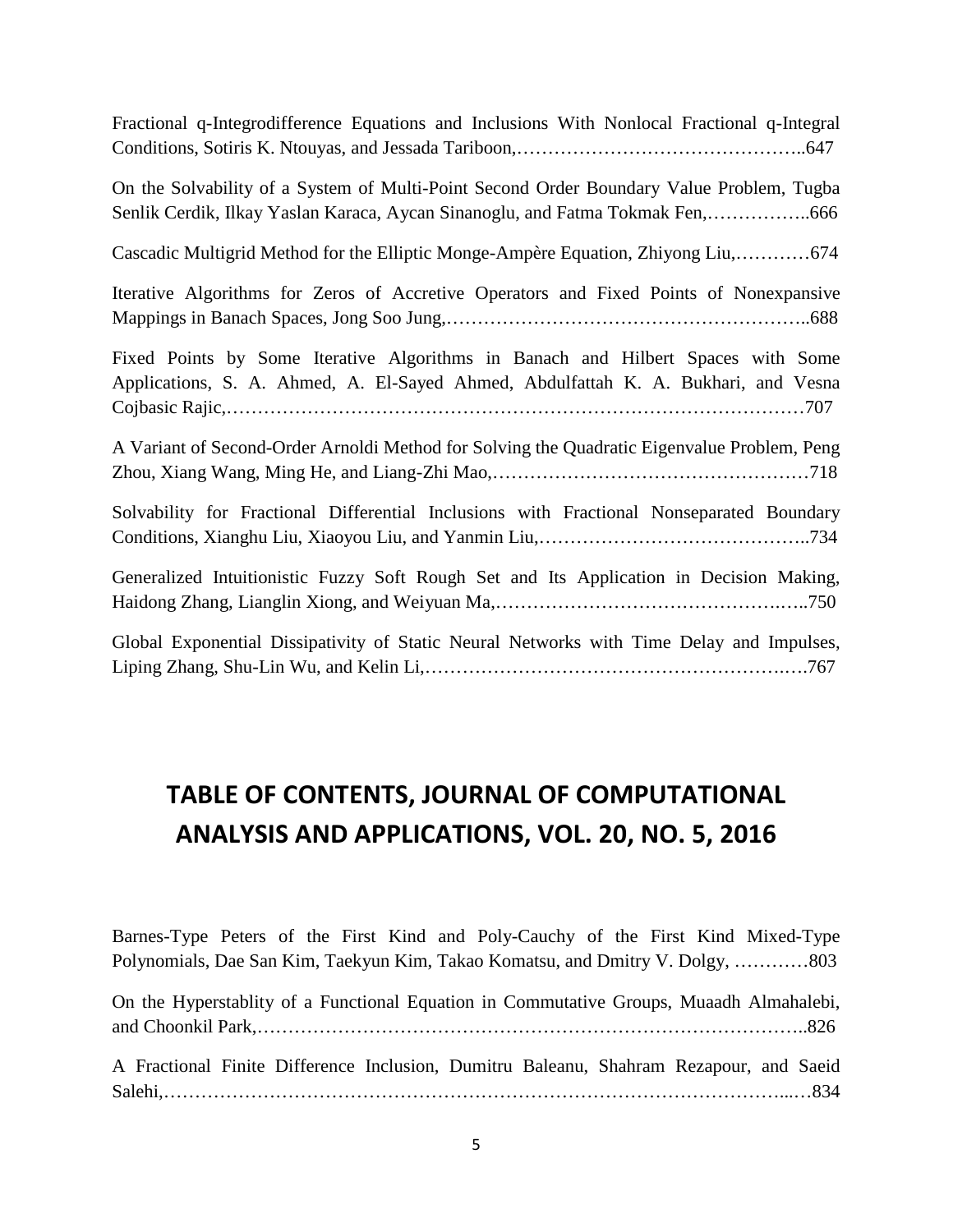Fractional q-Integrodifference Equations and Inclusions With Nonlocal Fractional q-Integral Conditions, Sotiris K. Ntouyas, and Jessada Tariboon,………………………………………..647

On the Solvability of a System of Multi-Point Second Order Boundary Value Problem, Tugba Senlik Cerdik, Ilkay Yaslan Karaca, Aycan Sinanoglu, and Fatma Tokmak Fen,……………..666

Cascadic Multigrid Method for the Elliptic Monge-Ampère Equation, Zhiyong Liu,…………674

Iterative Algorithms for Zeros of Accretive Operators and Fixed Points of Nonexpansive Mappings in Banach Spaces, Jong Soo Jung,………………………………………………..688

Fixed Points by Some Iterative Algorithms in Banach and Hilbert Spaces with Some Applications, S. A. Ahmed, A. El-Sayed Ahmed, Abdulfattah K. A. Bukhari, and Vesna Cojbasic Rajic,………………………………………………………………………………707

A Variant of Second-Order Arnoldi Method for Solving the Quadratic Eigenvalue Problem, Peng Zhou, Xiang Wang, Ming He, and Liang-Zhi Mao,……………………………………………718

Solvability for Fractional Differential Inclusions with Fractional Nonseparated Boundary Conditions, Xianghu Liu, Xiaoyou Liu, and Yanmin Liu,……………………………………..734

Generalized Intuitionistic Fuzzy Soft Rough Set and Its Application in Decision Making, Haidong Zhang, Lianglin Xiong, and Weiyuan Ma,…………………………………….…..750

Global Exponential Dissipativity of Static Neural Networks with Time Delay and Impulses, Liping Zhang, Shu-Lin Wu, and Kelin Li,………………………………………………….….767

# TABLE OF CONTENTS, JOURNAL OF COMPUTATIONAL ANALYSIS AND APPLICATIONS, VOL. 20, NO. 5, 2016

Barnes-Type Peters of the First Kind and Poly-Cauchy of the First Kind Mixed-Type Polynomials, Dae San Kim, Taekyun Kim, Takao Komatsu, and Dmitry V. Dolgy, …………803

On the Hyperstablity of a Functional Equation in Commutative Groups, Muaadh Almahalebi, and Choonkil Park,…………………………………………………………………………..826

A Fractional Finite Difference Inclusion, Dumitru Baleanu, Shahram Rezapour, and Saeid Salehi,…………………………………………………………………………………….....…834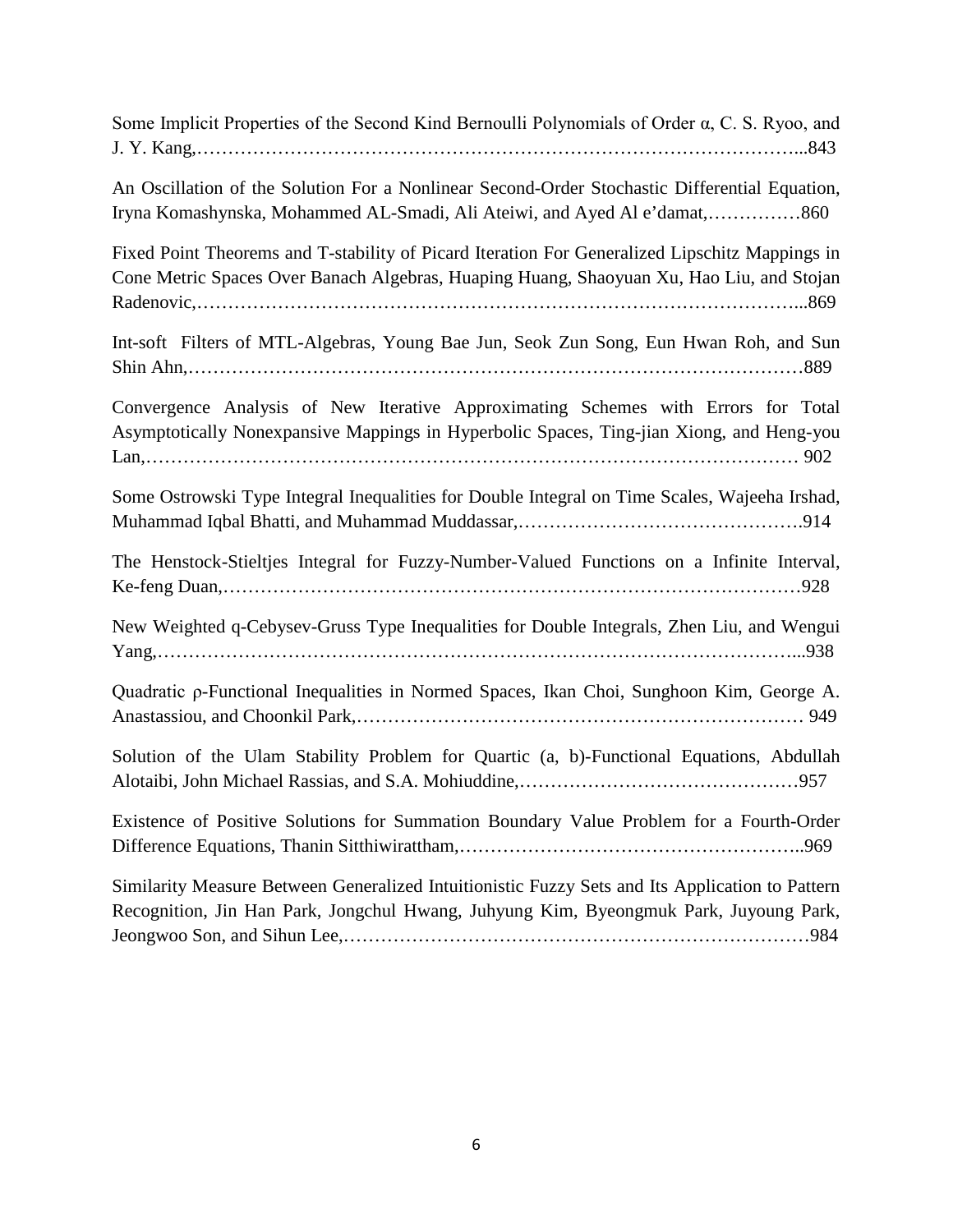Some Implicit Properties of the Second Kind Bernoulli Polynomials of Order $\alpha$, C. S. Ryoo, and J. Y. Kang,………………………………………………………………………………………...843

An Oscillation of the Solution For a Nonlinear Second-Order Stochastic Differential Equation, Iryna Komashynska, Mohammed AL-Smadi, Ali Ateiwi, and Ayed Al e'damat,……………860

Fixed Point Theorems and T-stability of Picard Iteration For Generalized Lipschitz Mappings in Cone Metric Spaces Over Banach Algebras, Huaping Huang, Shaoyuan Xu, Hao Liu, and Stojan Radenovic,……………………………………………………………………………………...869

Int-soft Filters of MTL-Algebras, Young Bae Jun, Seok Zun Song, Eun Hwan Roh, and Sun Shin Ahn,……………………………………………………………………………………….889

Convergence Analysis of New Iterative Approximating Schemes with Errors for Total Asymptotically Nonexpansive Mappings in Hyperbolic Spaces, Ting-jian Xiong, and Heng-you Lan,………………………………………………………………………………………… 902

Some Ostrowski Type Integral Inequalities for Double Integral on Time Scales, Wajeeha Irshad, Muhammad Iqbal Bhatti, and Muhammad Muddassar,……………………………………….914

The Henstock-Stieltjes Integral for Fuzzy-Number-Valued Functions on a Infinite Interval, Ke-feng Duan,……………………………………………………………………………………928

New Weighted q-Cebysev-Gruss Type Inequalities for Double Integrals, Zhen Liu, and Wengui Yang,…………………………………………………………………………………………...938

Quadratic $\rho$-Functional Inequalities in Normed Spaces, Ikan Choi, Sunghoon Kim, George A. Anastassiou, and Choonkil Park,……………………………………………………………… 949

Solution of the Ulam Stability Problem for Quartic (a, b)-Functional Equations, Abdullah Alotaibi, John Michael Rassias, and S.A. Mohiuddine,………………………………………957

Existence of Positive Solutions for Summation Boundary Value Problem for a Fourth-Order Difference Equations, Thanin Sitthiwirattham,………………………………………………..969

Similarity Measure Between Generalized Intuitionistic Fuzzy Sets and Its Application to Pattern Recognition, Jin Han Park, Jongchul Hwang, Juhyung Kim, Byeongmuk Park, Juyoung Park, Jeongwoo Son, and Sihun Lee,…………………………………………………………………984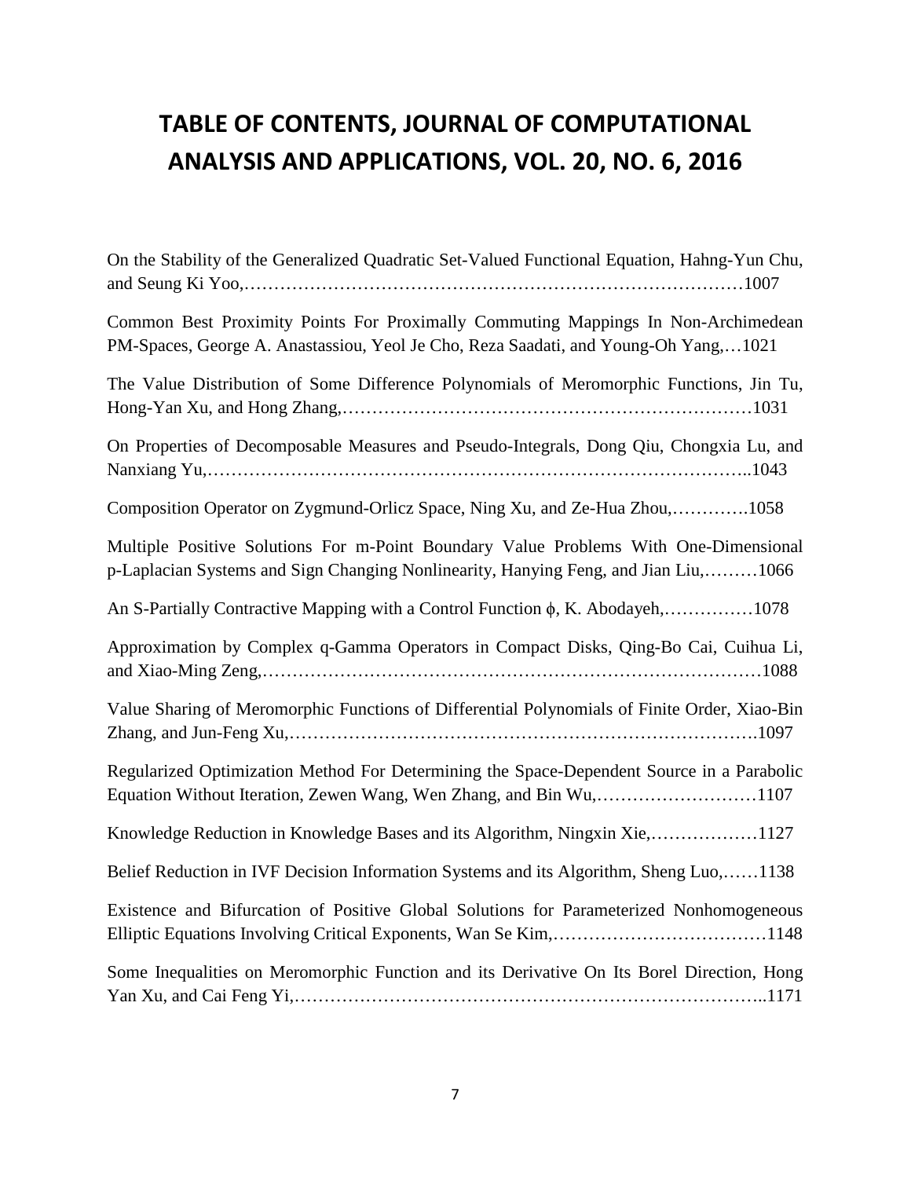# TABLE OF CONTENTS, JOURNAL OF COMPUTATIONAL ANALYSIS AND APPLICATIONS, VOL. 20, NO. 6, 2016

On the Stability of the Generalized Quadratic Set-Valued Functional Equation, Hahng-Yun Chu, and Seung Ki Yoo,……………………………………………………………………………1007

Common Best Proximity Points For Proximally Commuting Mappings In Non-Archimedean PM-Spaces, George A. Anastassiou, Yeol Je Cho, Reza Saadati, and Young-Oh Yang,…1021

The Value Distribution of Some Difference Polynomials of Meromorphic Functions, Jin Tu, Hong-Yan Xu, and Hong Zhang,……………………………………………………………1031

On Properties of Decomposable Measures and Pseudo-Integrals, Dong Qiu, Chongxia Lu, and Nanxiang Yu,………………………………………………………………………………..1043

Composition Operator on Zygmund-Orlicz Space, Ning Xu, and Ze-Hua Zhou,………….1058

Multiple Positive Solutions For m-Point Boundary Value Problems With One-Dimensional p-Laplacian Systems and Sign Changing Nonlinearity, Hanying Feng, and Jian Liu,………1066

An S-Partially Contractive Mapping with a Control Function $\phi$, K. Abodayeh,……………1078

Approximation by Complex q-Gamma Operators in Compact Disks, Qing-Bo Cai, Cuihua Li, and Xiao-Ming Zeng,………………………………………………………………………1088

Value Sharing of Meromorphic Functions of Differential Polynomials of Finite Order, Xiao-Bin Zhang, and Jun-Feng Xu,…………………………………………………………………….1097

Regularized Optimization Method For Determining the Space-Dependent Source in a Parabolic Equation Without Iteration, Zewen Wang, Wen Zhang, and Bin Wu,………………………1107

Knowledge Reduction in Knowledge Bases and its Algorithm, Ningxin Xie,………………1127

Belief Reduction in IVF Decision Information Systems and its Algorithm, Sheng Luo,……1138

Existence and Bifurcation of Positive Global Solutions for Parameterized Nonhomogeneous Elliptic Equations Involving Critical Exponents, Wan Se Kim,………………………………1148

Some Inequalities on Meromorphic Function and its Derivative On Its Borel Direction, Hong Yan Xu, and Cai Feng Yi,…………………………………………………………………..1171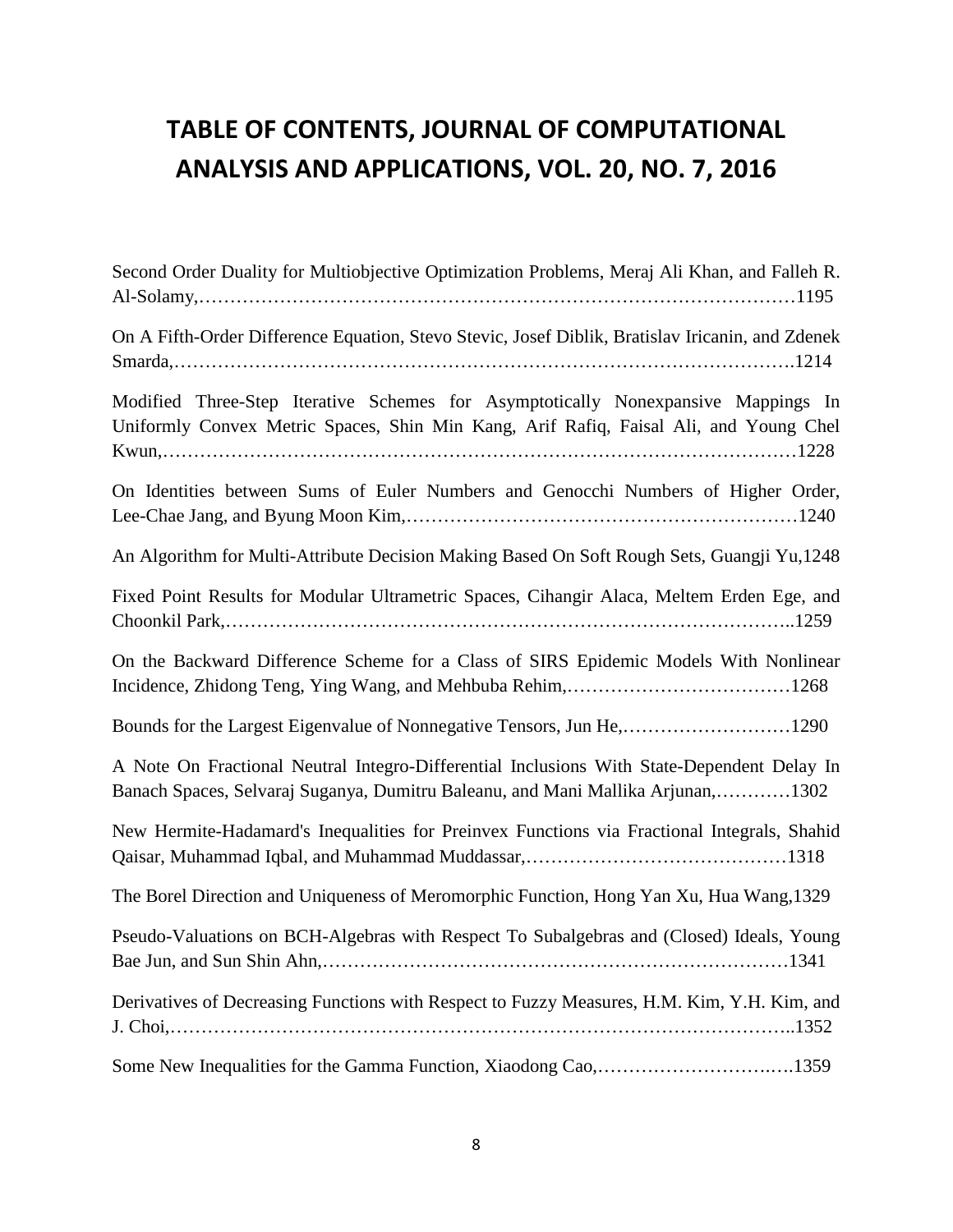# TABLE OF CONTENTS, JOURNAL OF COMPUTATIONAL ANALYSIS AND APPLICATIONS, VOL. 20, NO. 7, 2016

Second Order Duality for Multiobjective Optimization Problems, Meraj Ali Khan, and Falleh R. Al-Solamy,……………………………………………………………………………………1195

On A Fifth-Order Difference Equation, Stevo Stevic, Josef Diblik, Bratislav Iricanin, and Zdenek Smarda,……………………………………………………………………………………….1214

Modified Three-Step Iterative Schemes for Asymptotically Nonexpansive Mappings In Uniformly Convex Metric Spaces, Shin Min Kang, Arif Rafiq, Faisal Ali, and Young Chel Kwun,………………………………………………………………………………………1228

On Identities between Sums of Euler Numbers and Genocchi Numbers of Higher Order, Lee-Chae Jang, and Byung Moon Kim,………………………………………………………1240

An Algorithm for Multi-Attribute Decision Making Based On Soft Rough Sets, Guangji Yu,1248

Fixed Point Results for Modular Ultrametric Spaces, Cihangir Alaca, Meltem Erden Ege, and Choonkil Park,……………………………………………………………………………..1259

On the Backward Difference Scheme for a Class of SIRS Epidemic Models With Nonlinear Incidence, Zhidong Teng, Ying Wang, and Mehbuba Rehim,………………………………1268

Bounds for the Largest Eigenvalue of Nonnegative Tensors, Jun He,………………………1290

A Note On Fractional Neutral Integro-Differential Inclusions With State-Dependent Delay In Banach Spaces, Selvaraj Suganya, Dumitru Baleanu, and Mani Mallika Arjunan,…………1302

New Hermite-Hadamard's Inequalities for Preinvex Functions via Fractional Integrals, Shahid Qaisar, Muhammad Iqbal, and Muhammad Muddassar,……………………………………1318

The Borel Direction and Uniqueness of Meromorphic Function, Hong Yan Xu, Hua Wang,1329

Pseudo-Valuations on BCH-Algebras with Respect To Subalgebras and (Closed) Ideals, Young Bae Jun, and Sun Shin Ahn,………………………………………………………………1341

Derivatives of Decreasing Functions with Respect to Fuzzy Measures, H.M. Kim, Y.H. Kim, and J. Choi,……………………………………………………………………………………..1352

Some New Inequalities for the Gamma Function, Xiaodong Cao,……………………….….1359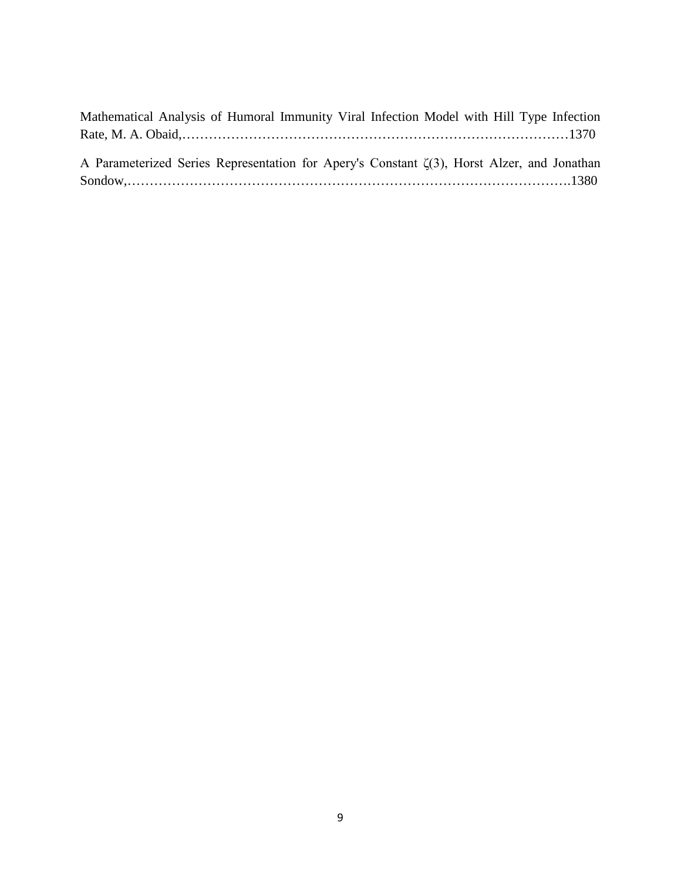Mathematical Analysis of Humoral Immunity Viral Infection Model with Hill Type Infection Rate, M. A. Obaid,……………………………………………………………………………1370

A Parameterized Series Representation for Apery's Constant $\zeta(3)$, Horst Alzer, and Jonathan Sondow,……………………………………………………………………………………….1380